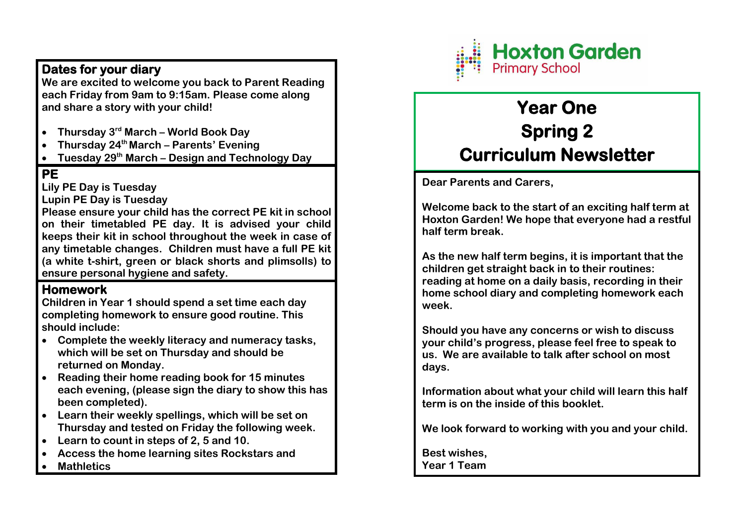**Hoxton Garden**
Primary School

# Year One
# Spring 2
# Curriculum Newsletter

**Dear Parents and Carers,**

**Welcome back to the start of an exciting half term at Hoxton Garden! We hope that everyone had a restful half term break.**

**As the new half term begins, it is important that the children get straight back in to their routines: reading at home on a daily basis, recording in their home school diary and completing homework each week.**

**Should you have any concerns or wish to discuss your child's progress, please feel free to speak to us. We are available to talk after school on most days.**

**Information about what your child will learn this half term is on the inside of this booklet.**

**We look forward to working with you and your child.**

**Best wishes,**
**Year 1 Team**

## Dates for your diary

**We are excited to welcome you back to Parent Reading each Friday from 9am to 9:15am. Please come along and share a story with your child!**

- **Thursday 3rd March – World Book Day**
- **Thursday 24th March – Parents' Evening**
- **Tuesday 29th March – Design and Technology Day**

## PE

**Lily PE Day is Tuesday**
**Lupin PE Day is Tuesday**
**Please ensure your child has the correct PE kit in school on their timetabled PE day. It is advised your child keeps their kit in school throughout the week in case of any timetable changes. Children must have a full PE kit (a white t-shirt, green or black shorts and plimsolls) to ensure personal hygiene and safety.**

## Homework

**Children in Year 1 should spend a set time each day completing homework to ensure good routine. This should include:**

- **Complete the weekly literacy and numeracy tasks, which will be set on Thursday and should be returned on Monday.**
- **Reading their home reading book for 15 minutes each evening, (please sign the diary to show this has been completed).**
- **Learn their weekly spellings, which will be set on Thursday and tested on Friday the following week.**
- **Learn to count in steps of 2, 5 and 10.**
- **Access the home learning sites Rockstars and**
- **Mathletics**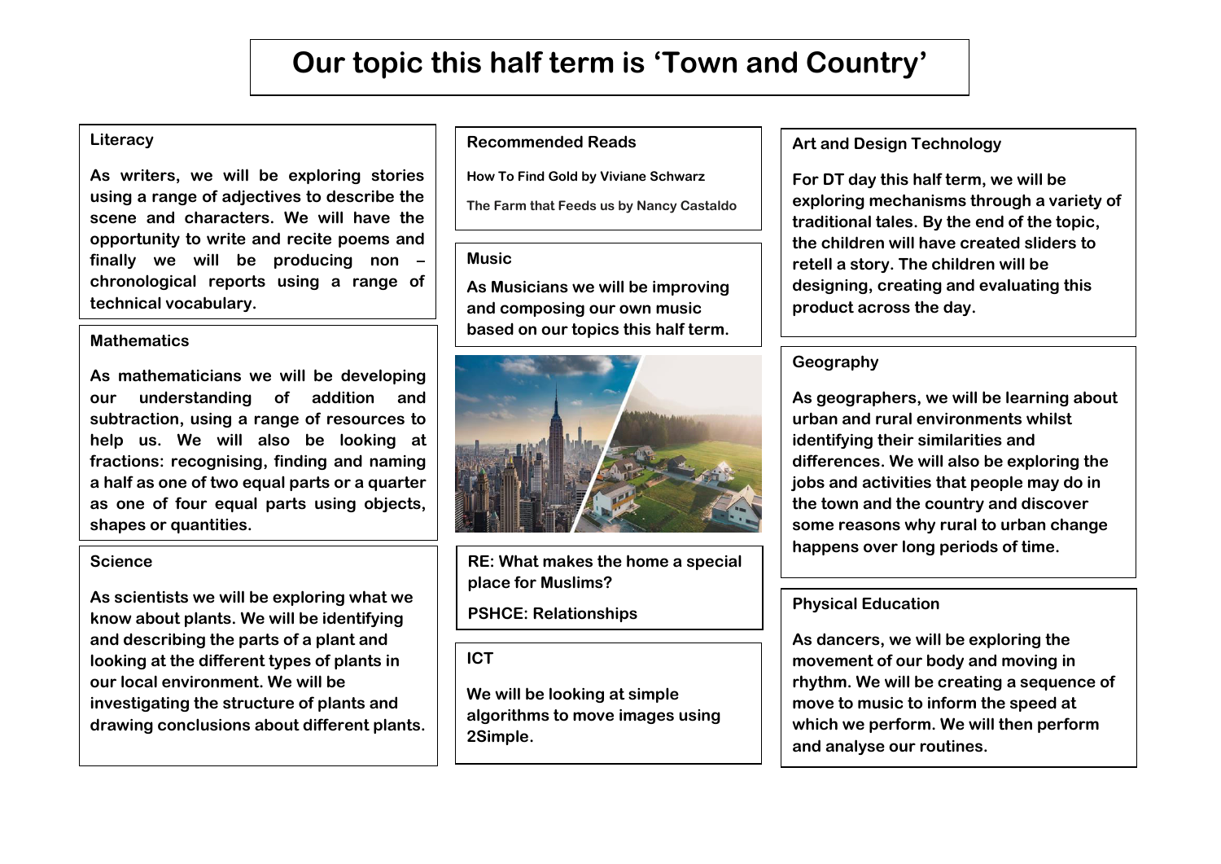# Our topic this half term is 'Town and Country'

## Literacy

As writers, we will be exploring stories using a range of adjectives to describe the scene and characters. We will have the opportunity to write and recite poems and finally we will be producing non – chronological reports using a range of technical vocabulary.

## Mathematics

As mathematicians we will be developing our understanding of addition and subtraction, using a range of resources to help us. We will also be looking at fractions: recognising, finding and naming a half as one of two equal parts or a quarter as one of four equal parts using objects, shapes or quantities.

## Science

As scientists we will be exploring what we know about plants. We will be identifying and describing the parts of a plant and looking at the different types of plants in our local environment. We will be investigating the structure of plants and drawing conclusions about different plants.

## Recommended Reads

How To Find Gold by Viviane Schwarz

The Farm that Feeds us by Nancy Castaldo

## Music

As Musicians we will be improving and composing our own music based on our topics this half term.

## RE: What makes the home a special place for Muslims?

## PSHCE: Relationships

## ICT

We will be looking at simple algorithms to move images using 2Simple.

## Art and Design Technology

For DT day this half term, we will be exploring mechanisms through a variety of traditional tales. By the end of the topic, the children will have created sliders to retell a story. The children will be designing, creating and evaluating this product across the day.

## Geography

As geographers, we will be learning about urban and rural environments whilst identifying their similarities and differences. We will also be exploring the jobs and activities that people may do in the town and the country and discover some reasons why rural to urban change happens over long periods of time.

## Physical Education

As dancers, we will be exploring the movement of our body and moving in rhythm. We will be creating a sequence of move to music to inform the speed at which we perform. We will then perform and analyse our routines.